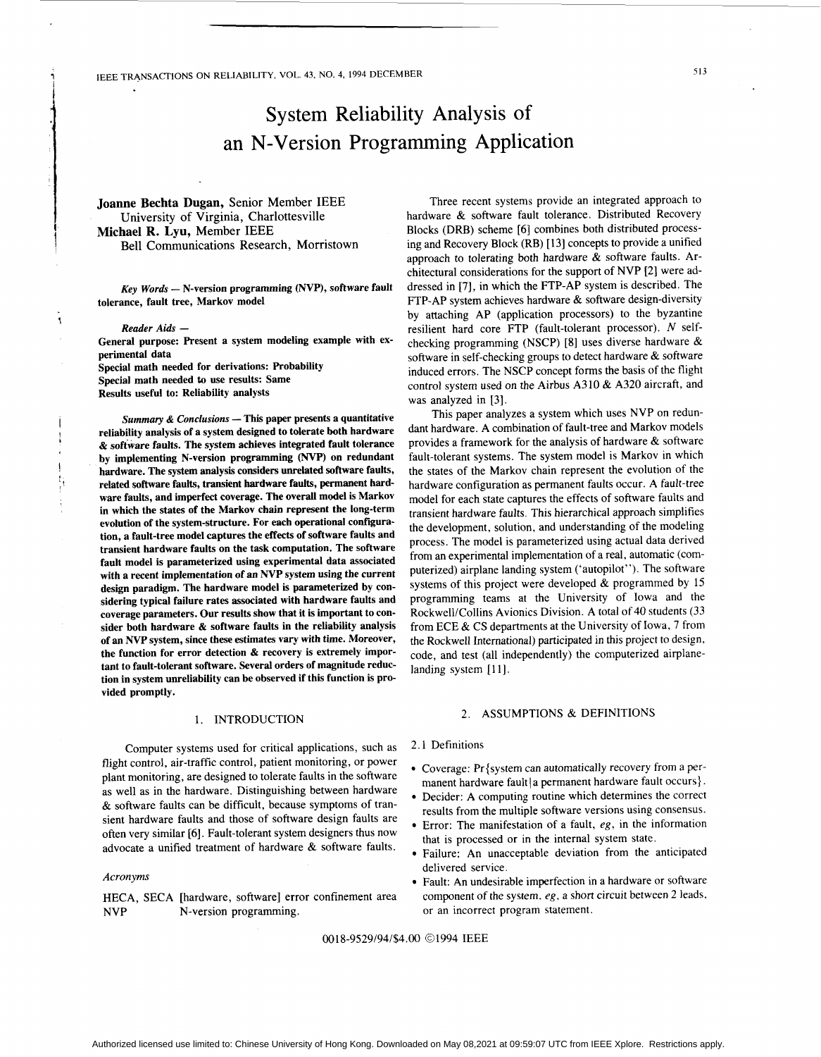# System Reliability Analysis of an N-Version Programming Application

**Joanne Bechta Dugan,** Senior Member IEEE
University of Virginia, Charlottesville

**Michael R. Lyu,** Member IEEE
Bell Communications Research, Morristown

*Key Words* — N-version programming (NVP), software fault tolerance, fault tree, Markov model

*Reader Aids* —
General purpose: Present a system modeling example with experimental data
Special math needed for derivations: Probability
Special math needed to use results: Same
Results useful to: Reliability analysts

*Summary & Conclusions* — **This paper presents a quantitative reliability analysis of a system designed to tolerate both hardware & software faults. The system achieves integrated fault tolerance by implementing N-version programming (NVP) on redundant hardware. The system analysis considers unrelated software faults, related software faults, transient hardware faults, permanent hardware faults, and imperfect coverage. The overall model is Markov in which the states of the Markov chain represent the long-term evolution of the system-structure. For each operational configuration, a fault-tree model captures the effects of software faults and transient hardware faults on the task computation. The software fault model is parameterized using experimental data associated with a recent implementation of an NVP system using the current design paradigm. The hardware model is parameterized by considering typical failure rates associated with hardware faults and coverage parameters. Our results show that it is important to consider both hardware & software faults in the reliability analysis of an NVP system, since these estimates vary with time. Moreover, the function for error detection & recovery is extremely important to fault-tolerant software. Several orders of magnitude reduction in system unreliability can be observed if this function is provided promptly.**

## 1. INTRODUCTION

Computer systems used for critical applications, such as flight control, air-traffic control, patient monitoring, or power plant monitoring, are designed to tolerate faults in the software as well as in the hardware. Distinguishing between hardware & software faults can be difficult, because symptoms of transient hardware faults and those of software design faults are often very similar [6]. Fault-tolerant system designers thus now advocate a unified treatment of hardware & software faults.

*Acronyms*

HECA, SECA [hardware, software] error confinement area
NVP N-version programming.

Three recent systems provide an integrated approach to hardware & software fault tolerance. Distributed Recovery Blocks (DRB) scheme [6] combines both distributed processing and Recovery Block (RB) [13] concepts to provide a unified approach to tolerating both hardware & software faults. Architectural considerations for the support of NVP [2] were addressed in [7], in which the FTP-AP system is described. The FTP-AP system achieves hardware & software design-diversity by attaching AP (application processors) to the byzantine resilient hard core FTP (fault-tolerant processor). *N* self-checking programming (NSCP) [8] uses diverse hardware & software in self-checking groups to detect hardware & software induced errors. The NSCP concept forms the basis of the flight control system used on the Airbus A310 & A320 aircraft, and was analyzed in [3].

This paper analyzes a system which uses NVP on redundant hardware. A combination of fault-tree and Markov models provides a framework for the analysis of hardware & software fault-tolerant systems. The system model is Markov in which the states of the Markov chain represent the evolution of the hardware configuration as permanent faults occur. A fault-tree model for each state captures the effects of software faults and transient hardware faults. This hierarchical approach simplifies the development, solution, and understanding of the modeling process. The model is parameterized using actual data derived from an experimental implementation of a real, automatic (computerized) airplane landing system ('autopilot"). The software systems of this project were developed & programmed by 15 programming teams at the University of Iowa and the Rockwell/Collins Avionics Division. A total of 40 students (33 from ECE & CS departments at the University of Iowa, 7 from the Rockwell International) participated in this project to design, code, and test (all independently) the computerized airplane-landing system [11].

## 2. ASSUMPTIONS & DEFINITIONS

### 2.1 Definitions

- Coverage: Pr{system can automatically recovery from a permanent hardware fault|a permanent hardware fault occurs}.
- Decider: A computing routine which determines the correct results from the multiple software versions using consensus.
- Error: The manifestation of a fault, *eg*, in the information that is processed or in the internal system state.
- Failure: An unacceptable deviation from the anticipated delivered service.
- Fault: An undesirable imperfection in a hardware or software component of the system, *eg*, a short circuit between 2 leads, or an incorrect program statement.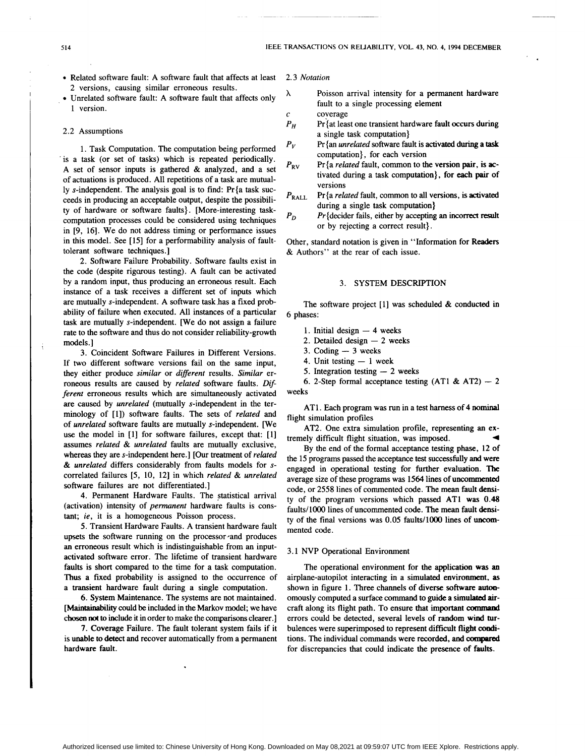- Related software fault: A software fault that affects at least 2 versions, causing similar erroneous results.
- Unrelated software fault: A software fault that affects only 1 version.

### 2.2 Assumptions

1. Task Computation. The computation being performed is a task (or set of tasks) which is repeated periodically. A set of sensor inputs is gathered & analyzed, and a set of actuations is produced. All repetitions of a task are mutually *s*-independent. The analysis goal is to find: Pr{a task succeeds in producing an acceptable output, despite the possibility of hardware or software faults}. [More-interesting task-computation processes could be considered using techniques in [9, 16]. We do not address timing or performance issues in this model. See [15] for a performability analysis of fault-tolerant software techniques.]

2. Software Failure Probability. Software faults exist in the code (despite rigorous testing). A fault can be activated by a random input, thus producing an erroneous result. Each instance of a task receives a different set of inputs which are mutually *s*-independent. A software task has a fixed probability of failure when executed. All instances of a particular task are mutually *s*-independent. [We do not assign a failure rate to the software and thus do not consider reliability-growth models.]

3. Coincident Software Failures in Different Versions. If two different software versions fail on the same input, they either produce *similar* or *different* results. *Similar* erroneous results are caused by *related* software faults. *Different* erroneous results which are simultaneously activated are caused by *unrelated* (mutually *s*-independent in the terminology of [1]) software faults. The sets of *related* and of *unrelated* software faults are mutually *s*-independent. [We use the model in [1] for software failures, except that: [1] assumes *related* & *unrelated* faults are mutually exclusive, whereas they are *s*-independent here.] [Our treatment of *related* & *unrelated* differs considerably from faults models for *s*-correlated failures [5, 10, 12] in which *related* & *unrelated* software failures are not differentiated.]

4. Permanent Hardware Faults. The statistical arrival (activation) intensity of *permanent* hardware faults is constant; *ie*, it is a homogeneous Poisson process.

5. Transient Hardware Faults. A transient hardware fault upsets the software running on the processor and produces an erroneous result which is indistinguishable from an input-activated software error. The lifetime of transient hardware faults is short compared to the time for a task computation. Thus a fixed probability is assigned to the occurrence of a transient hardware fault during a single computation.

6. System Maintenance. The systems are not maintained. [Maintainability could be included in the Markov model; we have chosen not to include it in order to make the comparisons clearer.]

7. Coverage Failure. The fault tolerant system fails if it is unable to detect and recover automatically from a permanent hardware fault.

### 2.3 *Notation*

- $\lambda$ — Poisson arrival intensity for a permanent hardware fault to a single processing element
- $c$ — coverage
- $P_H$ — Pr{at least one transient hardware fault occurs during a single task computation}
- $P_V$ — Pr{an *unrelated* software fault is activated during a task computation}, for each version
- $P_{RV}$ — Pr{a *related* fault, common to the version pair, is activated during a task computation}, for each pair of versions
- $P_{RALL}$ — Pr{a *related* fault, common to all versions, is activated during a single task computation}
- $P_D$ — *Pr*{decider fails, either by accepting an incorrect result or by rejecting a correct result}.

Other, standard notation is given in "Information for Readers & Authors" at the rear of each issue.

## 3. SYSTEM DESCRIPTION

The software project [1] was scheduled & conducted in 6 phases:

1. Initial design — 4 weeks
2. Detailed design — 2 weeks
3. Coding — 3 weeks
4. Unit testing — 1 week
5. Integration testing — 2 weeks
6. 2-Step formal acceptance testing (AT1 & AT2) — 2 weeks

AT1. Each program was run in a test harness of 4 nominal flight simulation profiles

AT2. One extra simulation profile, representing an extremely difficult flight situation, was imposed. ◄

By the end of the formal acceptance testing phase, 12 of the 15 programs passed the acceptance test successfully and were engaged in operational testing for further evaluation. The average size of these programs was 1564 lines of uncommented code, or 2558 lines of commented code. The mean fault density of the program versions which passed AT1 was 0.48 faults/1000 lines of uncommented code. The mean fault density of the final versions was 0.05 faults/1000 lines of uncommented code.

### 3.1 NVP Operational Environment

The operational environment for the application was an airplane-autopilot interacting in a simulated environment, as shown in figure 1. Three channels of diverse software autonomously computed a surface command to guide a simulated aircraft along its flight path. To ensure that important command errors could be detected, several levels of random wind turbulences were superimposed to represent difficult flight conditions. The individual commands were recorded, and compared for discrepancies that could indicate the presence of faults.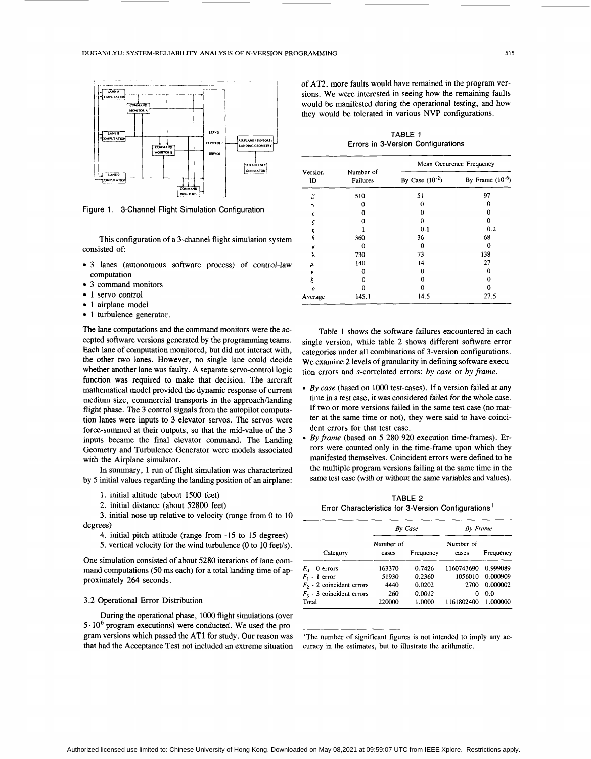Figure 1. 3-Channel Flight Simulation Configuration

This configuration of a 3-channel flight simulation system consisted of:

- 3 lanes (autonomous software process) of control-law computation
- 3 command monitors
- 1 servo control
- 1 airplane model
- 1 turbulence generator.

The lane computations and the command monitors were the accepted software versions generated by the programming teams. Each lane of computation monitored, but did not interact with, the other two lanes. However, no single lane could decide whether another lane was faulty. A separate servo-control logic function was required to make that decision. The aircraft mathematical model provided the dynamic response of current medium size, commercial transports in the approach/landing flight phase. The 3 control signals from the autopilot computation lanes were inputs to 3 elevator servos. The servos were force-summed at their outputs, so that the mid-value of the 3 inputs became the final elevator command. The Landing Geometry and Turbulence Generator were models associated with the Airplane simulator.

In summary, 1 run of flight simulation was characterized by 5 initial values regarding the landing position of an airplane:

1. initial altitude (about 1500 feet)
2. initial distance (about 52800 feet)
3. initial nose up relative to velocity (range from 0 to 10 degrees)
4. initial pitch attitude (range from -15 to 15 degrees)
5. vertical velocity for the wind turbulence (0 to 10 feet/s).

One simulation consisted of about 5280 iterations of lane command computations (50 ms each) for a total landing time of approximately 264 seconds.

### 3.2 Operational Error Distribution

During the operational phase, 1000 flight simulations (over $5 \cdot 10^6$ program executions) were conducted. We used the program versions which passed the AT1 for study. Our reason was that had the Acceptance Test not included an extreme situation of AT2, more faults would have remained in the program versions. We were interested in seeing how the remaining faults would be manifested during the operational testing, and how they would be tolerated in various NVP configurations.

**TABLE 1**
**Errors in 3-Version Configurations**

| Version ID | Number of Failures | Mean Occurence Frequency By Case ($10^{-2}$) | Mean Occurence Frequency By Frame ($10^{-6}$) |
|---|---|---|---|
| $\beta$ | 510 | 51 | 97 |
| $\gamma$ | 0 | 0 | 0 |
| $\epsilon$ | 0 | 0 | 0 |
| $\zeta$ | 0 | 0 | 0 |
| $\eta$ | 1 | 0.1 | 0.2 |
| $\theta$ | 360 | 36 | 68 |
| $\kappa$ | 0 | 0 | 0 |
| $\lambda$ | 730 | 73 | 138 |
| $\mu$ | 140 | 14 | 27 |
| $\nu$ | 0 | 0 | 0 |
| $\xi$ | 0 | 0 | 0 |
| $o$ | 0 | 0 | 0 |
| Average | 145.1 | 14.5 | 27.5 |

Table 1 shows the software failures encountered in each single version, while table 2 shows different software error categories under all combinations of 3-version configurations. We examine 2 levels of granularity in defining software execution errors and *s*-correlated errors: *by case* or *by frame*.

- *By case* (based on 1000 test-cases). If a version failed at any time in a test case, it was considered failed for the whole case. If two or more versions failed in the same test case (no matter at the same time or not), they were said to have coincident errors for that test case.
- *By frame* (based on 5 280 920 execution time-frames). Errors were counted only in the time-frame upon which they manifested themselves. Coincident errors were defined to be the multiple program versions failing at the same time in the same test case (with or without the same variables and values).

**TABLE 2**
**Error Characteristics for 3-Version Configurations**[1]

| Category | *By Case* Number of cases | *By Case* Frequency | *By Frame* Number of cases | *By Frame* Frequency |
|---|---|---|---|---|
| $F_0$ - 0 errors | 163370 | 0.7426 | 1160743690 | 0.999089 |
| $F_1$ - 1 error | 51930 | 0.2360 | 1056010 | 0.000909 |
| $F_2$ - 2 coincident errors | 4440 | 0.0202 | 2700 | 0.000002 |
| $F_3$ - 3 coincident errors | 260 | 0.0012 | 0 | 0.0 |
| Total | 220000 | 1.0000 | 1161802400 | 1.000000 |

[1]The number of significant figures is not intended to imply any accuracy in the estimates, but to illustrate the arithmetic.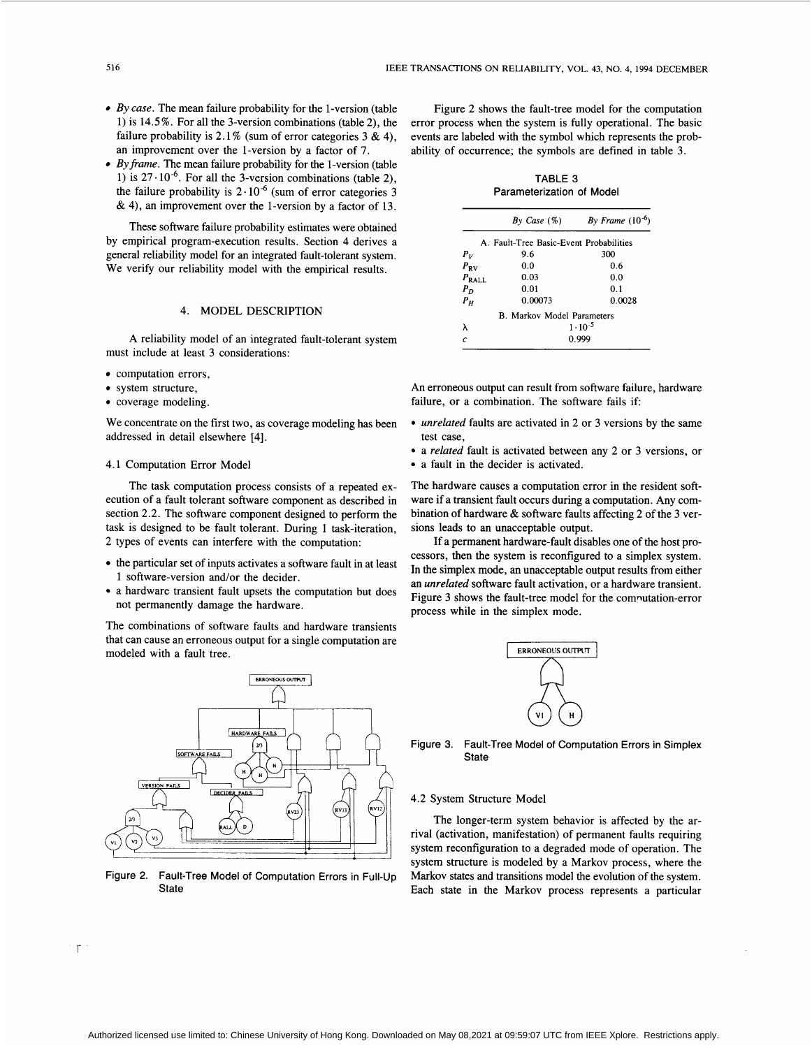- *By case*. The mean failure probability for the 1-version (table 1) is 14.5%. For all the 3-version combinations (table 2), the failure probability is 2.1% (sum of error categories 3 & 4), an improvement over the 1-version by a factor of 7.
- *By frame*. The mean failure probability for the 1-version (table 1) is $27 \cdot 10^{-6}$. For all the 3-version combinations (table 2), the failure probability is $2 \cdot 10^{-6}$ (sum of error categories 3 & 4), an improvement over the 1-version by a factor of 13.

These software failure probability estimates were obtained by empirical program-execution results. Section 4 derives a general reliability model for an integrated fault-tolerant system. We verify our reliability model with the empirical results.

## 4. MODEL DESCRIPTION

A reliability model of an integrated fault-tolerant system must include at least 3 considerations:

- computation errors,
- system structure,
- coverage modeling.

We concentrate on the first two, as coverage modeling has been addressed in detail elsewhere [4].

### 4.1 Computation Error Model

The task computation process consists of a repeated execution of a fault tolerant software component as described in section 2.2. The software component designed to perform the task is designed to be fault tolerant. During 1 task-iteration, 2 types of events can interfere with the computation:

- the particular set of inputs activates a software fault in at least 1 software-version and/or the decider.
- a hardware transient fault upsets the computation but does not permanently damage the hardware.

The combinations of software faults and hardware transients that can cause an erroneous output for a single computation are modeled with a fault tree.

Figure 2. Fault-Tree Model of Computation Errors in Full-Up State

Figure 2 shows the fault-tree model for the computation error process when the system is fully operational. The basic events are labeled with the symbol which represents the probability of occurrence; the symbols are defined in table 3.

TABLE 3
Parameterization of Model

| | *By Case* (%) | *By Frame* ($10^{-6}$) |
|---|---|---|
| A. Fault-Tree Basic-Event Probabilities | | |
| $P_V$ | 9.6 | 300 |
| $P_{RV}$ | 0.0 | 0.6 |
| $P_{RALL}$ | 0.03 | 0.0 |
| $P_D$ | 0.01 | 0.1 |
| $P_H$ | 0.00073 | 0.0028 |
| B. Markov Model Parameters | | |
| $\lambda$ | $1 \cdot 10^{-5}$ | |
| $c$ | 0.999 | |

An erroneous output can result from software failure, hardware failure, or a combination. The software fails if:

- *unrelated* faults are activated in 2 or 3 versions by the same test case,
- a *related* fault is activated between any 2 or 3 versions, or
- a fault in the decider is activated.

The hardware causes a computation error in the resident software if a transient fault occurs during a computation. Any combination of hardware & software faults affecting 2 of the 3 versions leads to an unacceptable output.

If a permanent hardware-fault disables one of the host processors, then the system is reconfigured to a simplex system. In the simplex mode, an unacceptable output results from either an *unrelated* software fault activation, or a hardware transient. Figure 3 shows the fault-tree model for the computation-error process while in the simplex mode.

Figure 3. Fault-Tree Model of Computation Errors in Simplex State

### 4.2 System Structure Model

The longer-term system behavior is affected by the arrival (activation, manifestation) of permanent faults requiring system reconfiguration to a degraded mode of operation. The system structure is modeled by a Markov process, where the Markov states and transitions model the evolution of the system. Each state in the Markov process represents a particular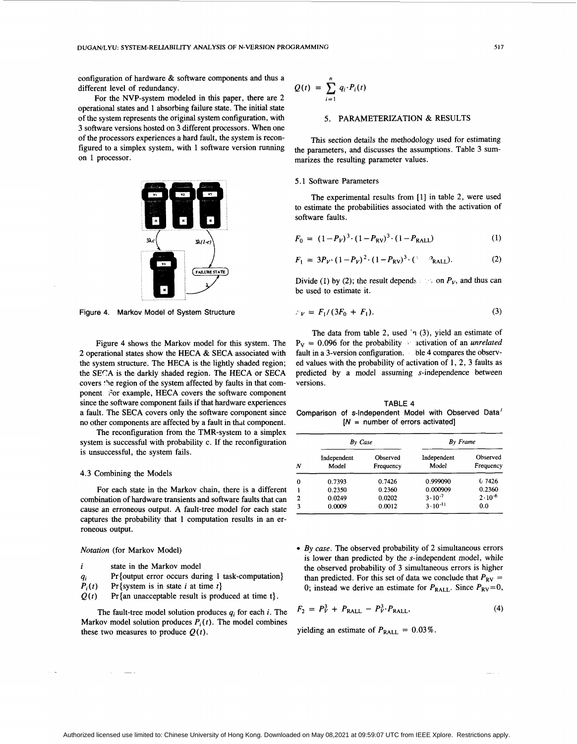configuration of hardware & software components and thus a different level of redundancy.

For the NVP-system modeled in this paper, there are 2 operational states and 1 absorbing failure state. The initial state of the system represents the original system configuration, with 3 software versions hosted on 3 different processors. When one of the processors experiences a hard fault, the system is reconfigured to a simplex system, with 1 software version running on 1 processor.

Figure 4. Markov Model of System Structure

Figure 4 shows the Markov model for this system. The 2 operational states show the HECA & SECA associated with the system structure. The HECA is the lightly shaded region; the SECA is the darkly shaded region. The HECA or SECA covers the region of the system affected by faults in that component. For example, HECA covers the software component since the software component fails if that hardware experiences a fault. The SECA covers only the software component since no other components are affected by a fault in that component.

The reconfiguration from the TMR-system to a simplex system is successful with probability c. If the reconfiguration is unsuccessful, the system fails.

### 4.3 Combining the Models

For each state in the Markov chain, there is a different combination of hardware transients and software faults that can cause an erroneous output. A fault-tree model for each state captures the probability that 1 computation results in an erroneous output.

*Notation* (for Markov Model)

- $i$ state in the Markov model
- $q_i$ Pr{output error occurs during 1 task-computation}
- $P_i(t)$ Pr{system is in state $i$ at time $t$}
- $Q(t)$ Pr{an unacceptable result is produced at time t}.

The fault-tree model solution produces $q_i$ for each $i$. The Markov model solution produces $P_i(t)$. The model combines these two measures to produce $Q(t)$.

$$Q(t) = \sum_{i=1}^{n} q_i \cdot P_i(t)$$

## 5. PARAMETERIZATION & RESULTS

This section details the methodology used for estimating the parameters, and discusses the assumptions. Table 3 summarizes the resulting parameter values.

### 5.1 Software Parameters

The experimental results from [1] in table 2, were used to estimate the probabilities associated with the activation of software faults.

$$F_0 = (1-P_V)^3 \cdot (1-P_{RV})^3 \cdot (1-P_{RALL}) \tag{1}$$

$$F_1 = 3P_V \cdot (1-P_V)^2 \cdot (1-P_{RV})^3 \cdot (1-P_{RALL}). \tag{2}$$

Divide (1) by (2); the result depends only on $P_V$, and thus can be used to estimate it.

$$P_V = F_1/(3F_0 + F_1). \tag{3}$$

The data from table 2, used in (3), yield an estimate of $P_V = 0.096$ for the probability of activation of an *unrelated* fault in a 3-version configuration. Table 4 compares the observed values with the probability of activation of 1, 2, 3 faults as predicted by a model assuming *s*-independence between versions.

TABLE 4
Comparison of *s*-Independent Model with Observed Data
[N = number of errors activated]

| | By Case | | By Frame | |
|---|---|---|---|---|
| N | Independent Model | Observed Frequency | Independent Model | Observed Frequency |
| 0 | 0.7393 | 0.7426 | 0.999090 | 0.7426 |
| 1 | 0.2350 | 0.2360 | 0.000909 | 0.2360 |
| 2 | 0.0249 | 0.0202 | $3 \cdot 10^{-7}$ | $2 \cdot 10^{-6}$ |
| 3 | 0.0009 | 0.0012 | $3 \cdot 10^{-11}$ | 0.0 |

- *By case.* The observed probability of 2 simultaneous errors is lower than predicted by the *s*-independent model, while the observed probability of 3 simultaneous errors is higher than predicted. For this set of data we conclude that $P_{RV} = 0$; instead we derive an estimate for $P_{RALL}$. Since $P_{RV}=0$,

$$F_2 = P_V^3 + P_{RALL} - P_V^3 \cdot P_{RALL}, \tag{4}$$

yielding an estimate of $P_{RALL} = 0.03\%$.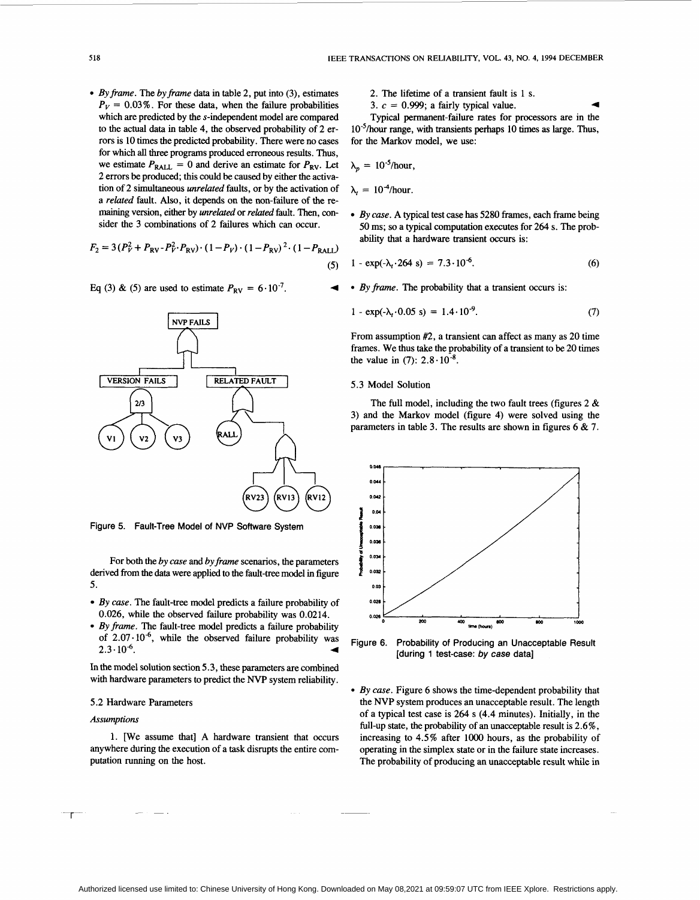- *By frame*. The *by frame* data in table 2, put into (3), estimates $P_V = 0.03\%$. For these data, when the failure probabilities which are predicted by the *s*-independent model are compared to the actual data in table 4, the observed probability of 2 errors is 10 times the predicted probability. There were no cases for which all three programs produced erroneous results. Thus, we estimate $P_{RALL} = 0$ and derive an estimate for $P_{RV}$. Let 2 errors be produced; this could be caused by either the activation of 2 simultaneous *unrelated* faults, or by the activation of a *related* fault. Also, it depends on the non-failure of the remaining version, either by *unrelated* or *related* fault. Then, consider the 3 combinations of 2 failures which can occur.

$$F_2 = 3(P_V^2 + P_{RV} - P_V^2 \cdot P_{RV}) \cdot (1 - P_V) \cdot (1 - P_{RV})^2 \cdot (1 - P_{RALL}) \tag{5}$$

Eq (3) & (5) are used to estimate $P_{RV} = 6 \cdot 10^{-7}$. ◄

Figure 5. Fault-Tree Model of NVP Software System

For both the *by case* and *by frame* scenarios, the parameters derived from the data were applied to the fault-tree model in figure 5.

- *By case*. The fault-tree model predicts a failure probability of 0.026, while the observed failure probability was 0.0214.
- *By frame*. The fault-tree model predicts a failure probability of $2.07 \cdot 10^{-6}$, while the observed failure probability was $2.3 \cdot 10^{-6}$. ◄

In the model solution section 5.3, these parameters are combined with hardware parameters to predict the NVP system reliability.

### 5.2 Hardware Parameters

*Assumptions*

1. [We assume that] A hardware transient that occurs anywhere during the execution of a task disrupts the entire computation running on the host.
2. The lifetime of a transient fault is 1 s.
3. $c = 0.999$; a fairly typical value. ◄

Typical permanent-failure rates for processors are in the $10^{-5}$/hour range, with transients perhaps 10 times as large. Thus, for the Markov model, we use:

$$\lambda_p = 10^{-5}\text{/hour},$$

$$\lambda_t = 10^{-4}\text{/hour}.$$

- *By case*. A typical test case has 5280 frames, each frame being 50 ms; so a typical computation executes for 264 s. The probability that a hardware transient occurs is:

$$1 - \exp(-\lambda_t \cdot 264 \text{ s}) = 7.3 \cdot 10^{-6}. \tag{6}$$

- *By frame*. The probability that a transient occurs is:

$$1 - \exp(-\lambda_t \cdot 0.05 \text{ s}) = 1.4 \cdot 10^{-9}. \tag{7}$$

From assumption #2, a transient can affect as many as 20 time frames. We thus take the probability of a transient to be 20 times the value in (7): $2.8 \cdot 10^{-8}$.

### 5.3 Model Solution

The full model, including the two fault trees (figures 2 & 3) and the Markov model (figure 4) were solved using the parameters in table 3. The results are shown in figures 6 & 7.

Figure 6. Probability of Producing an Unacceptable Result [during 1 test-case: *by case* data]

- *By case*. Figure 6 shows the time-dependent probability that the NVP system produces an unacceptable result. The length of a typical test case is 264 s (4.4 minutes). Initially, in the full-up state, the probability of an unacceptable result is 2.6%, increasing to 4.5% after 1000 hours, as the probability of operating in the simplex state or in the failure state increases. The probability of producing an unacceptable result while in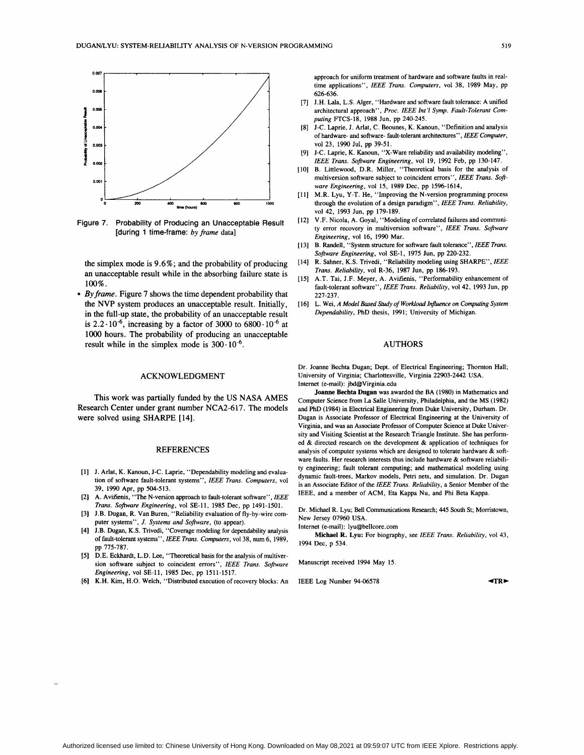0.007

0.006

0.005

0.004

0.003

0.002

0.001

0

Probability of Unacceptable Result

0 200 400 600 800 1000

time (hours)

Figure 7. Probability of Producing an Unacceptable Result [during 1 time-frame: *by frame* data]

the simplex mode is 9.6%; and the probability of producing an unacceptable result while in the absorbing failure state is 100%.

- *By frame*. Figure 7 shows the time dependent probability that the NVP system produces an unacceptable result. Initially, in the full-up state, the probability of an unacceptable result is $2.2 \cdot 10^{-6}$, increasing by a factor of 3000 to $6800 \cdot 10^{-6}$ at 1000 hours. The probability of producing an unacceptable result while in the simplex mode is $300 \cdot 10^{-6}$.

## ACKNOWLEDGMENT

This work was partially funded by the US NASA AMES Research Center under grant number NCA2-617. The models were solved using SHARPE [14].

## REFERENCES

[1] J. Arlat, K. Kanoun, J-C. Laprie, "Dependability modeling and evaluation of software fault-tolerant systems", *IEEE Trans. Computers*, vol 39, 1990 Apr, pp 504-513.

[2] A. Avižienis, "The N-version approach to fault-tolerant software", *IEEE Trans. Software Engineering*, vol SE-11, 1985 Dec, pp 1491-1501.

[3] J.B. Dugan, R. Van Buren, "Reliability evaluation of fly-by-wire computer systems", *J. Systems and Software*, (to appear).

[4] J.B. Dugan, K.S. Trivedi, "Coverage modeling for dependability analysis of fault-tolerant systems", *IEEE Trans. Computers*, vol 38, num 6, 1989, pp 775-787.

[5] D.E. Eckhardt, L.D. Lee, "Theoretical basis for the analysis of multiversion software subject to coincident errors", *IEEE Trans. Software Engineering*, vol SE-11, 1985 Dec, pp 1511-1517.

[6] K.H. Kim, H.O. Welch, "Distributed execution of recovery blocks: An approach for uniform treatment of hardware and software faults in real-time applications", *IEEE Trans. Computers*, vol 38, 1989 May, pp 626-636.

[7] J.H. Lala, L.S. Alger, "Hardware and software fault tolerance: A unified architectural approach", *Proc. IEEE Int'l Symp. Fault-Tolerant Computing* FTCS-18, 1988 Jun, pp 240-245.

[8] J-C. Laprie, J. Arlat, C. Beounes, K. Kanoun, "Definition and analysis of hardware- and software- fault-tolerant architectures", *IEEE Computer*, vol 23, 1990 Jul, pp 39-51.

[9] J-C. Laprie, K. Kanoun, "X-Ware reliability and availability modeling", *IEEE Trans. Software Engineering*, vol 19, 1992 Feb, pp 130-147.

[10] B. Littlewood, D.R. Miller, "Theoretical basis for the analysis of multiversion software subject to coincident errors", *IEEE Trans. Software Engineering*, vol 15, 1989 Dec, pp 1596-1614,

[11] M.R. Lyu, Y-T. He, "Improving the N-version programming process through the evolution of a design paradigm", *IEEE Trans. Reliability*, vol 42, 1993 Jun, pp 179-189.

[12] V.F. Nicola, A. Goyal, "Modeling of correlated failures and community error recovery in multiversion software", *IEEE Trans. Software Engineering*, vol 16, 1990 Mar.

[13] B. Randell, "System structure for software fault tolerance", *IEEE Trans. Software Engineering*, vol SE-1, 1975 Jun, pp 220-232.

[14] R. Sahner, K.S. Trivedi, "Reliability modeling using SHARPE", *IEEE Trans. Reliability*, vol R-36, 1987 Jun, pp 186-193.

[15] A.T. Tai, J.F. Meyer, A. Avižienis, "Performability enhancement of fault-tolerant software", *IEEE Trans. Reliability*, vol 42, 1993 Jun, pp 227-237.

[16] L. Wei, *A Model Based Study of Workload Influence on Computing System Dependability*, PhD thesis, 1991; University of Michigan.

## AUTHORS

Dr. Joanne Bechta Dugan; Dept. of Electrical Engineering; Thornton Hall; University of Virginia; Charlottesville, Virginia 22903-2442 USA.
Internet (e-mail): jbd@Virginia.edu

**Joanne Bechta Dugan** was awarded the BA (1980) in Mathematics and Computer Science from La Salle University, Philadelphia, and the MS (1982) and PhD (1984) in Electrical Engineering from Duke University, Durham. Dr. Dugan is Associate Professor of Electrical Engineering at the University of Virginia, and was an Associate Professor of Computer Science at Duke University and Visiting Scientist at the Research Triangle Institute. She has performed & directed research on the development & application of techniques for analysis of computer systems which are designed to tolerate hardware & software faults. Her research interests thus include hardware & software reliability engineering; fault tolerant computing; and mathematical modeling using dynamic fault-trees, Markov models, Petri nets, and simulation. Dr. Dugan is an Associate Editor of the *IEEE Trans. Reliability*, a Senior Member of the IEEE, and a member of ACM, Eta Kappa Nu, and Phi Beta Kappa.

Dr. Michael R. Lyu; Bell Communications Research; 445 South St; Morristown, New Jersey 07960 USA.
Internet (e-mail): lyu@bellcore.com

**Michael R. Lyu:** For biography, see *IEEE Trans. Reliability*, vol 43, 1994 Dec, p 534.

Manuscript received 1994 May 15.

IEEE Log Number 94-06578 ◄TR►